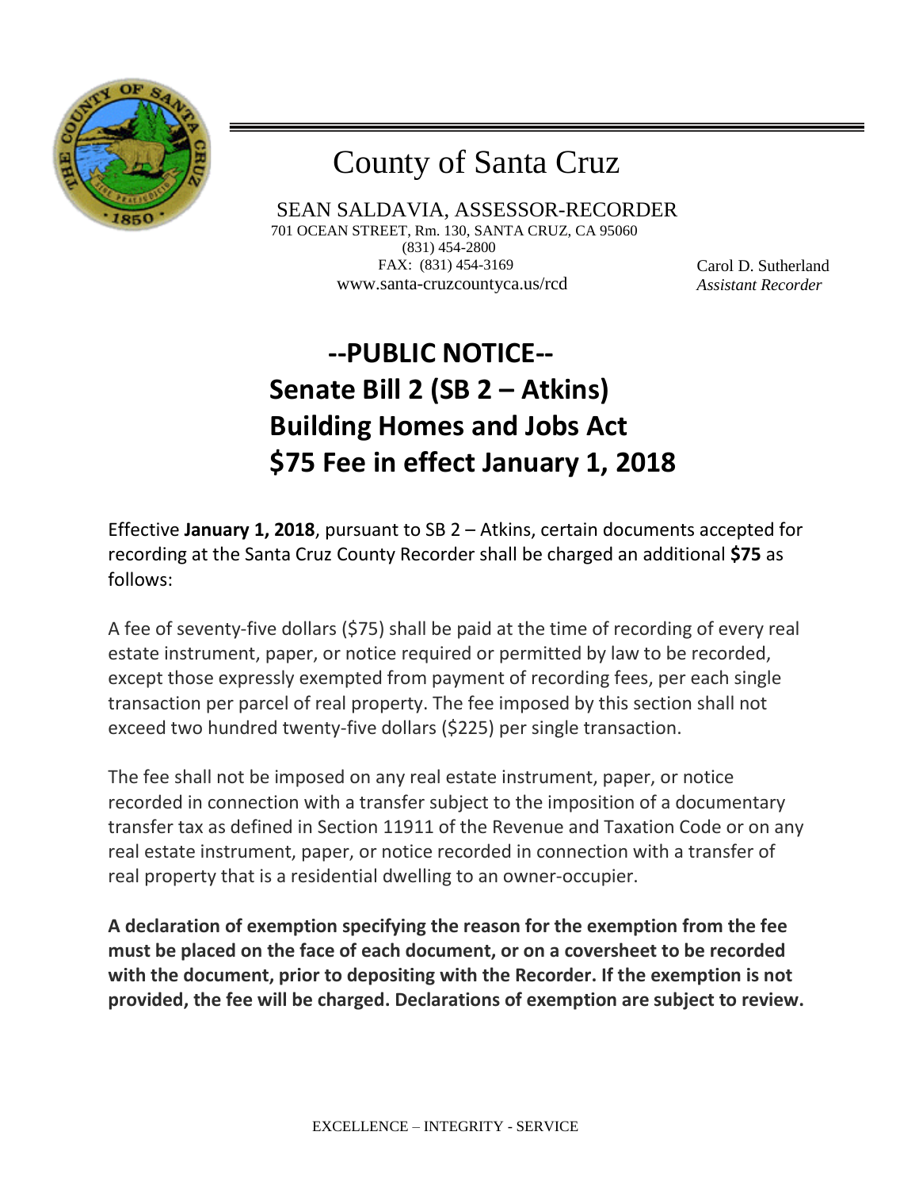# County of Santa Cruz

SEAN SALDAVIA, ASSESSOR-RECORDER
701 OCEAN STREET, Rm. 130, SANTA CRUZ, CA 95060
(831) 454-2800
FAX: (831) 454-3169
www.santa-cruzcountyca.us/rcd

Carol D. Sutherland
*Assistant Recorder*

## --PUBLIC NOTICE--
## Senate Bill 2 (SB 2 – Atkins)
## Building Homes and Jobs Act
## $75 Fee in effect January 1, 2018

Effective **January 1, 2018**, pursuant to SB 2 – Atkins, certain documents accepted for recording at the Santa Cruz County Recorder shall be charged an additional **$75** as follows:

A fee of seventy-five dollars ($75) shall be paid at the time of recording of every real estate instrument, paper, or notice required or permitted by law to be recorded, except those expressly exempted from payment of recording fees, per each single transaction per parcel of real property. The fee imposed by this section shall not exceed two hundred twenty-five dollars ($225) per single transaction.

The fee shall not be imposed on any real estate instrument, paper, or notice recorded in connection with a transfer subject to the imposition of a documentary transfer tax as defined in Section 11911 of the Revenue and Taxation Code or on any real estate instrument, paper, or notice recorded in connection with a transfer of real property that is a residential dwelling to an owner-occupier.

**A declaration of exemption specifying the reason for the exemption from the fee must be placed on the face of each document, or on a coversheet to be recorded with the document, prior to depositing with the Recorder. If the exemption is not provided, the fee will be charged. Declarations of exemption are subject to review.**

EXCELLENCE – INTEGRITY - SERVICE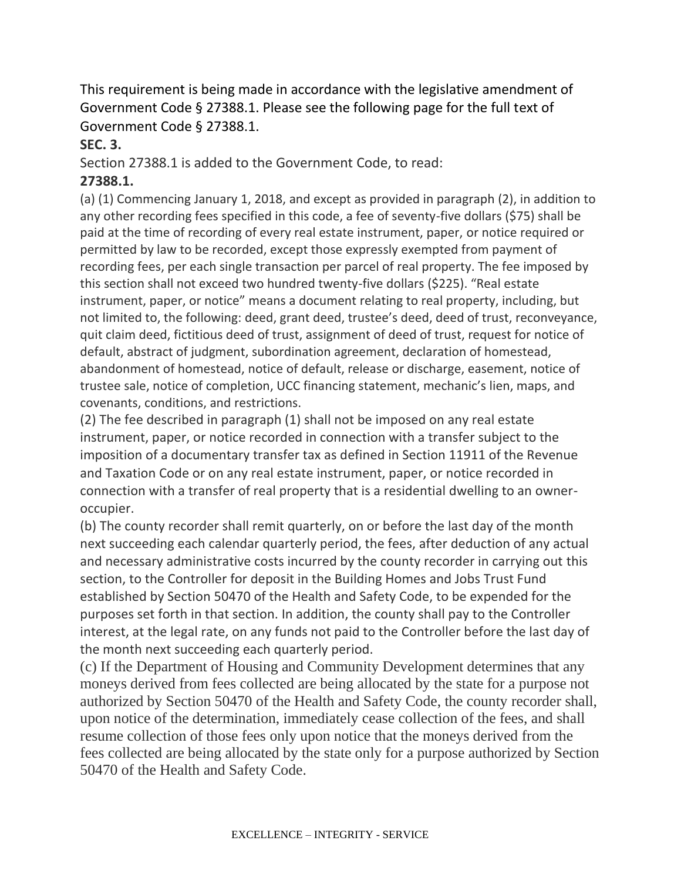This requirement is being made in accordance with the legislative amendment of Government Code § 27388.1. Please see the following page for the full text of Government Code § 27388.1.

**SEC. 3.**

Section 27388.1 is added to the Government Code, to read:

**27388.1.**

(a) (1) Commencing January 1, 2018, and except as provided in paragraph (2), in addition to any other recording fees specified in this code, a fee of seventy-five dollars ($75) shall be paid at the time of recording of every real estate instrument, paper, or notice required or permitted by law to be recorded, except those expressly exempted from payment of recording fees, per each single transaction per parcel of real property. The fee imposed by this section shall not exceed two hundred twenty-five dollars ($225). "Real estate instrument, paper, or notice" means a document relating to real property, including, but not limited to, the following: deed, grant deed, trustee's deed, deed of trust, reconveyance, quit claim deed, fictitious deed of trust, assignment of deed of trust, request for notice of default, abstract of judgment, subordination agreement, declaration of homestead, abandonment of homestead, notice of default, release or discharge, easement, notice of trustee sale, notice of completion, UCC financing statement, mechanic's lien, maps, and covenants, conditions, and restrictions.

(2) The fee described in paragraph (1) shall not be imposed on any real estate instrument, paper, or notice recorded in connection with a transfer subject to the imposition of a documentary transfer tax as defined in Section 11911 of the Revenue and Taxation Code or on any real estate instrument, paper, or notice recorded in connection with a transfer of real property that is a residential dwelling to an owner-occupier.

(b) The county recorder shall remit quarterly, on or before the last day of the month next succeeding each calendar quarterly period, the fees, after deduction of any actual and necessary administrative costs incurred by the county recorder in carrying out this section, to the Controller for deposit in the Building Homes and Jobs Trust Fund established by Section 50470 of the Health and Safety Code, to be expended for the purposes set forth in that section. In addition, the county shall pay to the Controller interest, at the legal rate, on any funds not paid to the Controller before the last day of the month next succeeding each quarterly period.

(c) If the Department of Housing and Community Development determines that any moneys derived from fees collected are being allocated by the state for a purpose not authorized by Section 50470 of the Health and Safety Code, the county recorder shall, upon notice of the determination, immediately cease collection of the fees, and shall resume collection of those fees only upon notice that the moneys derived from the fees collected are being allocated by the state only for a purpose authorized by Section 50470 of the Health and Safety Code.